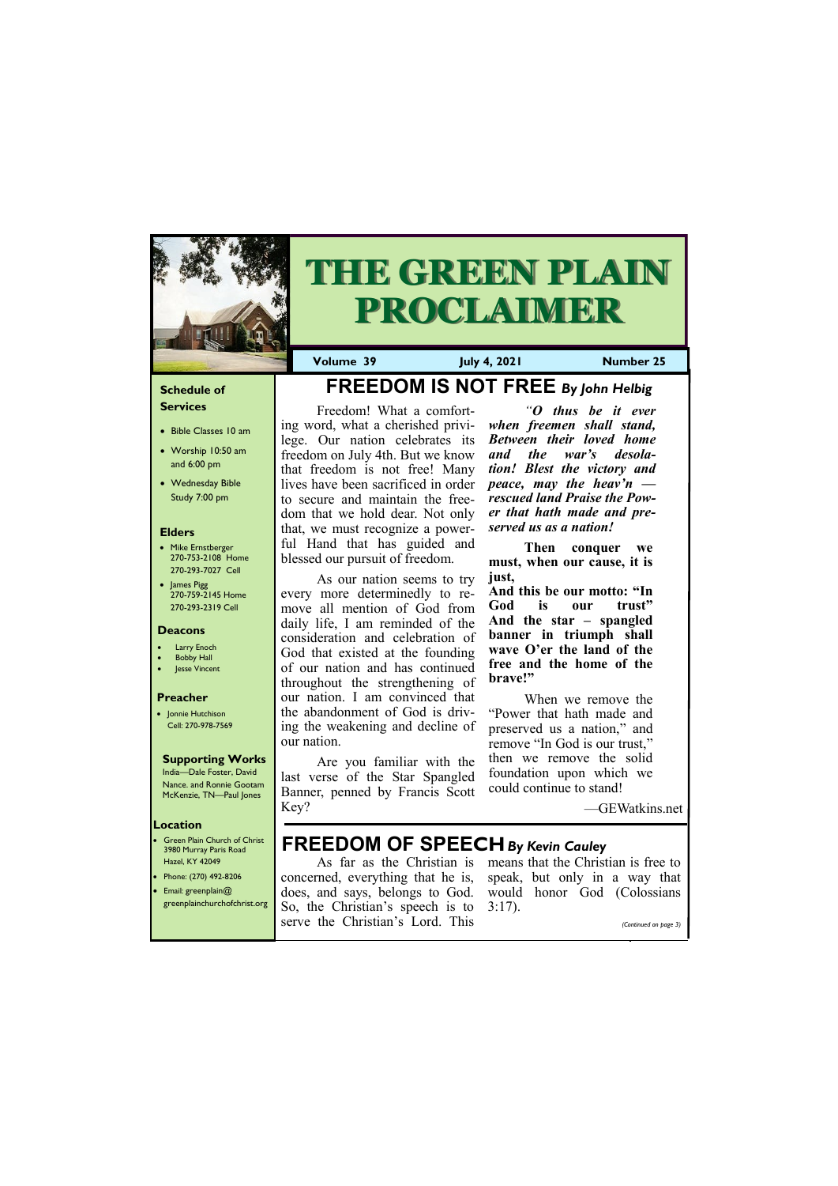# THE GREEN PLAIN PROCLAIMER

**Volume 39** | **July 4, 2021** | **Number 25**

### Schedule of Services

- Bible Classes 10 am
- Worship 10:50 am and 6:00 pm
- Wednesday Bible Study 7:00 pm

### Elders

- Mike Ernstberger 270-753-2108 Home 270-293-7027 Cell
- James Pigg 270-759-2145 Home 270-293-2319 Cell

### Deacons

- Larry Enoch
- Bobby Hall
- Jesse Vincent

### Preacher

- Jonnie Hutchison Cell: 270-978-7569

### Supporting Works

India—Dale Foster, David Nance. and Ronnie Gootam
McKenzie, TN—Paul Jones

### Location

- Green Plain Church of Christ 3980 Murray Paris Road Hazel, KY 42049
- Phone: (270) 492-8206
- Email: greenplain@greenplainchurchofchrist.org

## FREEDOM IS NOT FREE *By John Helbig*

Freedom! What a comforting word, what a cherished privilege. Our nation celebrates its freedom on July 4th. But we know that freedom is not free! Many lives have been sacrificed in order to secure and maintain the freedom that we hold dear. Not only that, we must recognize a powerful Hand that has guided and blessed our pursuit of freedom.

As our nation seems to try every more determinedly to remove all mention of God from daily life, I am reminded of the consideration and celebration of God that existed at the founding of our nation and has continued throughout the strengthening of our nation. I am convinced that the abandonment of God is driving the weakening and decline of our nation.

Are you familiar with the last verse of the Star Spangled Banner, penned by Francis Scott Key?

***"O thus be it ever when freemen shall stand, Between their loved home and the war's desolation! Blest the victory and peace, may the heav'n — rescued land Praise the Power that hath made and preserved us as a nation!***

**Then conquer we must, when our cause, it is just,**
**And this be our motto: "In God is our trust" And the star – spangled banner in triumph shall wave O'er the land of the free and the home of the brave!"**

When we remove the "Power that hath made and preserved us a nation," and remove "In God is our trust," then we remove the solid foundation upon which we could continue to stand!

—GEWatkins.net

## FREEDOM OF SPEECH *By Kevin Cauley*

As far as the Christian is concerned, everything that he is, does, and says, belongs to God. So, the Christian's speech is to serve the Christian's Lord. This means that the Christian is free to speak, but only in a way that would honor God (Colossians 3:17).

*(Continued on page 3)*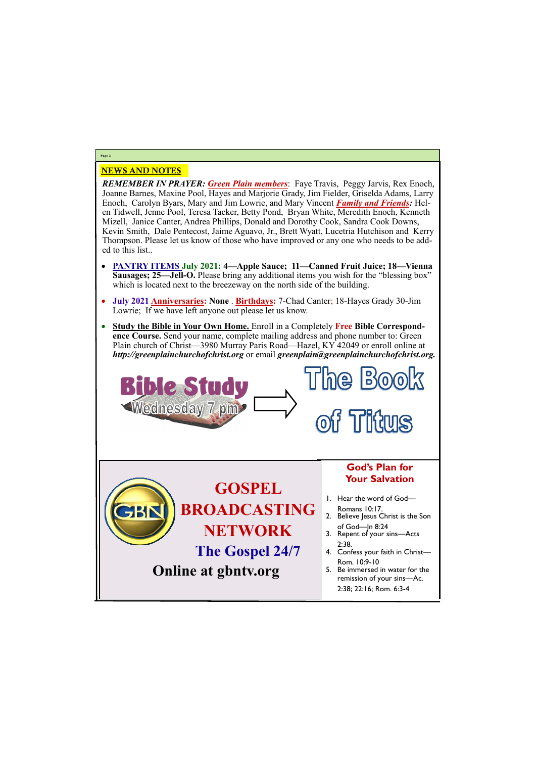## NEWS AND NOTES

***REMEMBER IN PRAYER:*** ***Green Plain members***: Faye Travis, Peggy Jarvis, Rex Enoch, Joanne Barnes, Maxine Pool, Hayes and Marjorie Grady, Jim Fielder, Griselda Adams, Larry Enoch, Carolyn Byars, Mary and Jim Lowrie, and Mary Vincent ***Family and Friends:*** Helen Tidwell, Jenne Pool, Teresa Tacker, Betty Pond, Bryan White, Meredith Enoch, Kenneth Mizell, Janice Canter, Andrea Phillips, Donald and Dorothy Cook, Sandra Cook Downs, Kevin Smith, Dale Pentecost, Jaime Aguavo, Jr., Brett Wyatt, Lucetria Hutchison and Kerry Thompson. Please let us know of those who have improved or any one who needs to be added to this list..

- **PANTRY ITEMS July 2021: 4—Apple Sauce; 11—Canned Fruit Juice; 18—Vienna Sausages; 25—Jell-O.** Please bring any additional items you wish for the "blessing box" which is located next to the breezeway on the north side of the building.
- **July 2021 Anniversaries: None** . **Birthdays:** 7-Chad Canter; 18-Hayes Grady 30-Jim Lowrie; If we have left anyone out please let us know.
- **Study the Bible in Your Own Home.** Enroll in a Completely **Free Bible Correspondence Course.** Send your name, complete mailing address and phone number to: Green Plain church of Christ—3980 Murray Paris Road—Hazel, KY 42049 or enroll online at ***http://greenplainchurchofchrist.org*** or email ***greenplain@greenplainchurchofchrist.org.***

**Bible Study**
Wednesday 7 pm

**The Book of Titus**

**GOSPEL BROADCASTING NETWORK**

**The Gospel 24/7**

**Online at gbntv.org**

### God's Plan for Your Salvation

1. Hear the word of God—Romans 10:17.
2. Believe Jesus Christ is the Son of God—Jn 8:24
3. Repent of your sins—Acts 2:38.
4. Confess your faith in Christ—Rom. 10:9-10
5. Be immersed in water for the remission of your sins—Ac. 2:38; 22:16; Rom. 6:3-4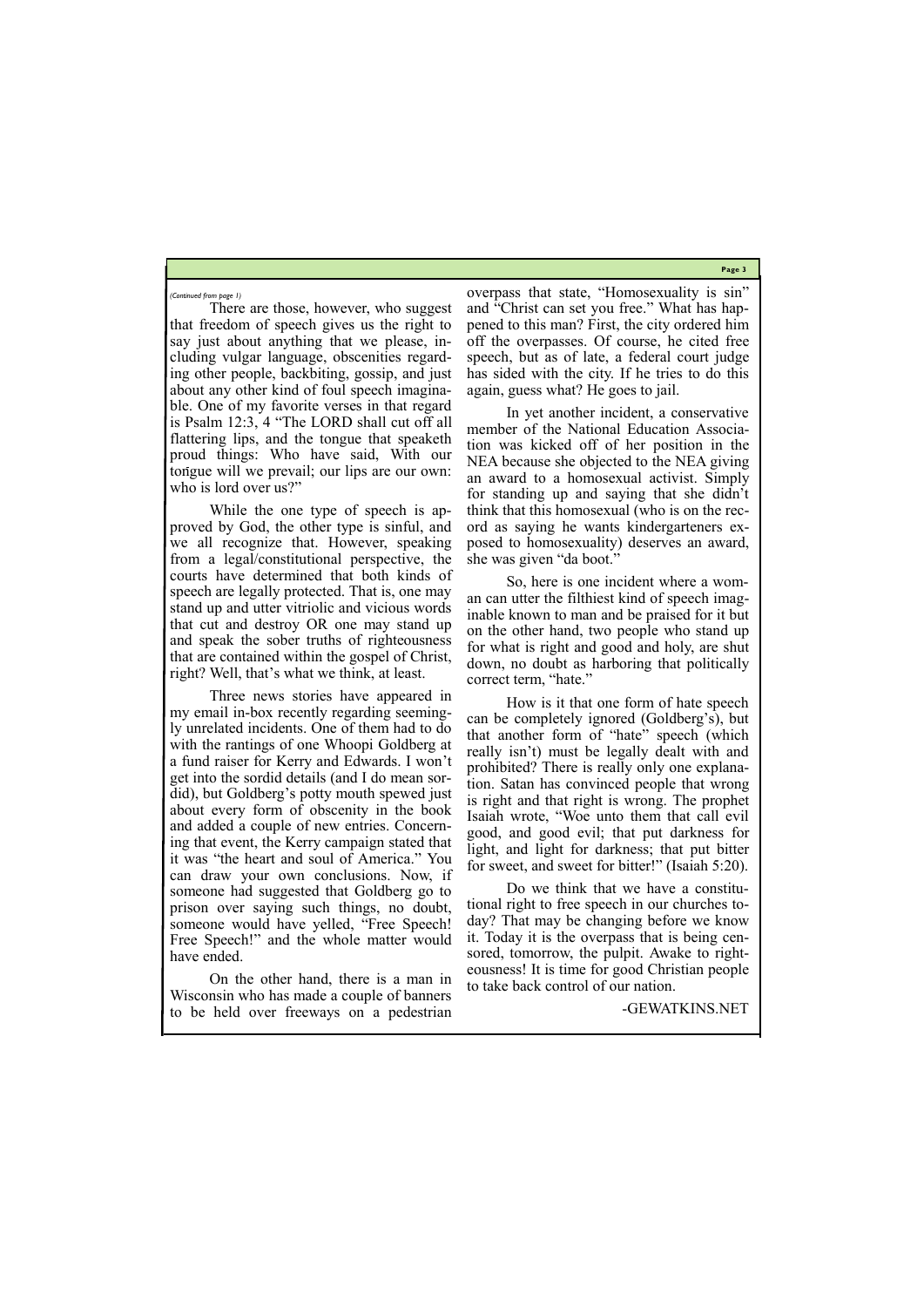*(Continued from page 1)*

There are those, however, who suggest that freedom of speech gives us the right to say just about anything that we please, including vulgar language, obscenities regarding other people, backbiting, gossip, and just about any other kind of foul speech imaginable. One of my favorite verses in that regard is Psalm 12:3, 4 "The LORD shall cut off all flattering lips, and the tongue that speaketh proud things: Who have said, With our tongue will we prevail; our lips are our own: who is lord over us?"

While the one type of speech is approved by God, the other type is sinful, and we all recognize that. However, speaking from a legal/constitutional perspective, the courts have determined that both kinds of speech are legally protected. That is, one may stand up and utter vitriolic and vicious words that cut and destroy OR one may stand up and speak the sober truths of righteousness that are contained within the gospel of Christ, right? Well, that's what we think, at least.

Three news stories have appeared in my email in-box recently regarding seemingly unrelated incidents. One of them had to do with the rantings of one Whoopi Goldberg at a fund raiser for Kerry and Edwards. I won't get into the sordid details (and I do mean sordid), but Goldberg's potty mouth spewed just about every form of obscenity in the book and added a couple of new entries. Concerning that event, the Kerry campaign stated that it was "the heart and soul of America." You can draw your own conclusions. Now, if someone had suggested that Goldberg go to prison over saying such things, no doubt, someone would have yelled, "Free Speech! Free Speech!" and the whole matter would have ended.

On the other hand, there is a man in Wisconsin who has made a couple of banners to be held over freeways on a pedestrian overpass that state, "Homosexuality is sin" and "Christ can set you free." What has happened to this man? First, the city ordered him off the overpasses. Of course, he cited free speech, but as of late, a federal court judge has sided with the city. If he tries to do this again, guess what? He goes to jail.

In yet another incident, a conservative member of the National Education Association was kicked off of her position in the NEA because she objected to the NEA giving an award to a homosexual activist. Simply for standing up and saying that she didn't think that this homosexual (who is on the record as saying he wants kindergarteners exposed to homosexuality) deserves an award, she was given "da boot."

So, here is one incident where a woman can utter the filthiest kind of speech imaginable known to man and be praised for it but on the other hand, two people who stand up for what is right and good and holy, are shut down, no doubt as harboring that politically correct term, "hate."

How is it that one form of hate speech can be completely ignored (Goldberg's), but that another form of "hate" speech (which really isn't) must be legally dealt with and prohibited? There is really only one explanation. Satan has convinced people that wrong is right and that right is wrong. The prophet Isaiah wrote, "Woe unto them that call evil good, and good evil; that put darkness for light, and light for darkness; that put bitter for sweet, and sweet for bitter!" (Isaiah 5:20).

Do we think that we have a constitutional right to free speech in our churches today? That may be changing before we know it. Today it is the overpass that is being censored, tomorrow, the pulpit. Awake to righteousness! It is time for good Christian people to take back control of our nation.

-GEWATKINS.NET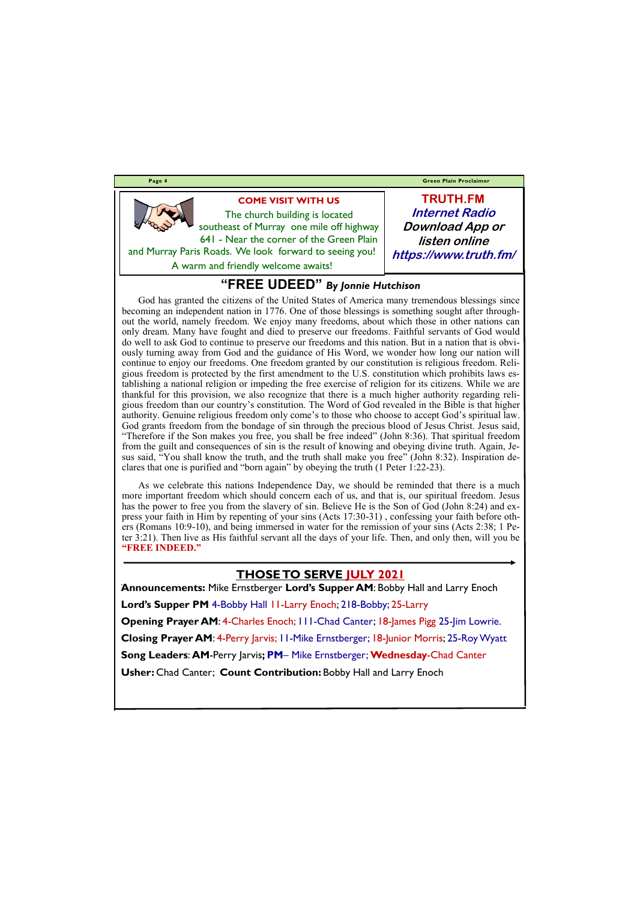**COME VISIT WITH US**

The church building is located southeast of Murray one mile off highway 641 - Near the corner of the Green Plain and Murray Paris Roads. We look forward to seeing you! A warm and friendly welcome awaits!

**TRUTH.FM**

***Internet Radio***

***Download App or listen online***

***https://www.truth.fm/***

## "FREE UDEED" *By Jonnie Hutchison*

God has granted the citizens of the United States of America many tremendous blessings since becoming an independent nation in 1776. One of those blessings is something sought after throughout the world, namely freedom. We enjoy many freedoms, about which those in other nations can only dream. Many have fought and died to preserve our freedoms. Faithful servants of God would do well to ask God to continue to preserve our freedoms and this nation. But in a nation that is obviously turning away from God and the guidance of His Word, we wonder how long our nation will continue to enjoy our freedoms. One freedom granted by our constitution is religious freedom. Religious freedom is protected by the first amendment to the U.S. constitution which prohibits laws establishing a national religion or impeding the free exercise of religion for its citizens. While we are thankful for this provision, we also recognize that there is a much higher authority regarding religious freedom than our country's constitution. The Word of God revealed in the Bible is that higher authority. Genuine religious freedom only come's to those who choose to accept God's spiritual law. God grants freedom from the bondage of sin through the precious blood of Jesus Christ. Jesus said, "Therefore if the Son makes you free, you shall be free indeed" (John 8:36). That spiritual freedom from the guilt and consequences of sin is the result of knowing and obeying divine truth. Again, Jesus said, "You shall know the truth, and the truth shall make you free" (John 8:32). Inspiration declares that one is purified and "born again" by obeying the truth (1 Peter 1:22-23).

As we celebrate this nations Independence Day, we should be reminded that there is a much more important freedom which should concern each of us, and that is, our spiritual freedom. Jesus has the power to free you from the slavery of sin. Believe He is the Son of God (John 8:24) and express your faith in Him by repenting of your sins (Acts 17:30-31) , confessing your faith before others (Romans 10:9-10), and being immersed in water for the remission of your sins (Acts 2:38; 1 Peter 3:21). Then live as His faithful servant all the days of your life. Then, and only then, will you be **"FREE INDEED."**

## THOSE TO SERVE JULY 2021

**Announcements:** Mike Ernstberger **Lord's Supper AM**: Bobby Hall and Larry Enoch

**Lord's Supper PM** 4-Bobby Hall 11-Larry Enoch; 218-Bobby; 25-Larry

**Opening Prayer AM**: 4-Charles Enoch; 111-Chad Canter; 18-James Pigg 25-Jim Lowrie.

**Closing Prayer AM**: 4-Perry Jarvis; 11-Mike Ernstberger; 18-Junior Morris; 25-Roy Wyatt

**Song Leaders**: **AM**-Perry Jarvis**; PM**– Mike Ernstberger; **Wednesday**-Chad Canter

**Usher:** Chad Canter; **Count Contribution:** Bobby Hall and Larry Enoch